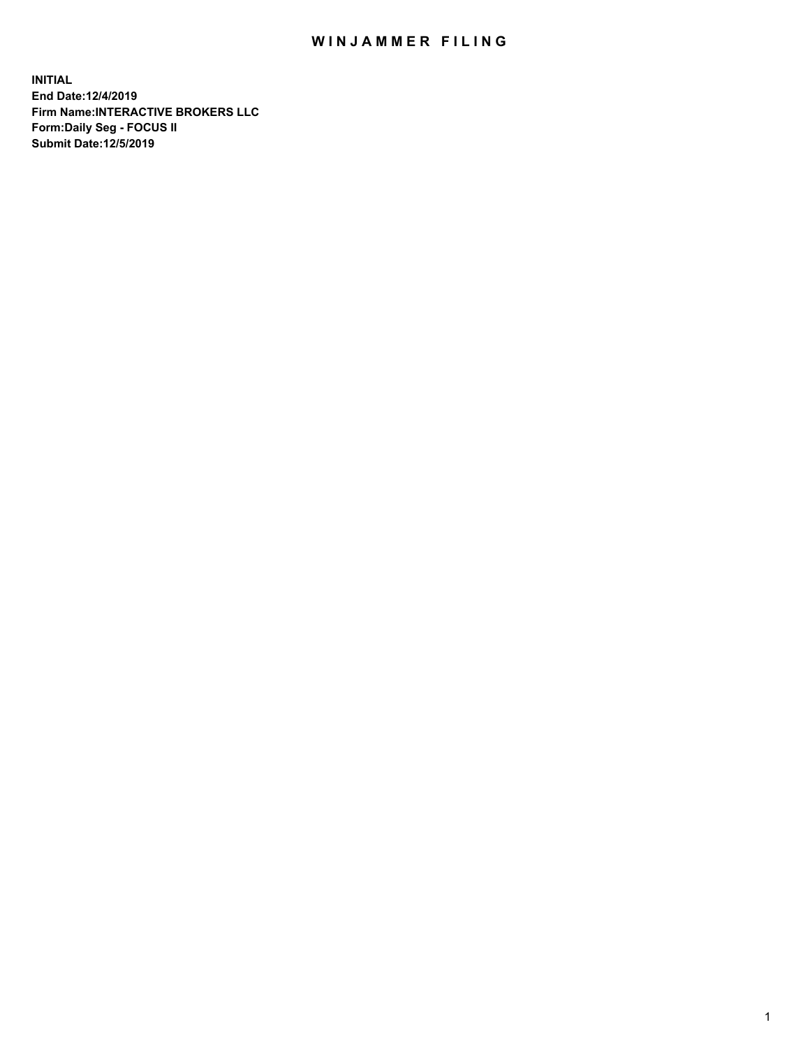# WINJAMMER FILING

**INITIAL**
**End Date:12/4/2019**
**Firm Name:INTERACTIVE BROKERS LLC**
**Form:Daily Seg - FOCUS II**
**Submit Date:12/5/2019**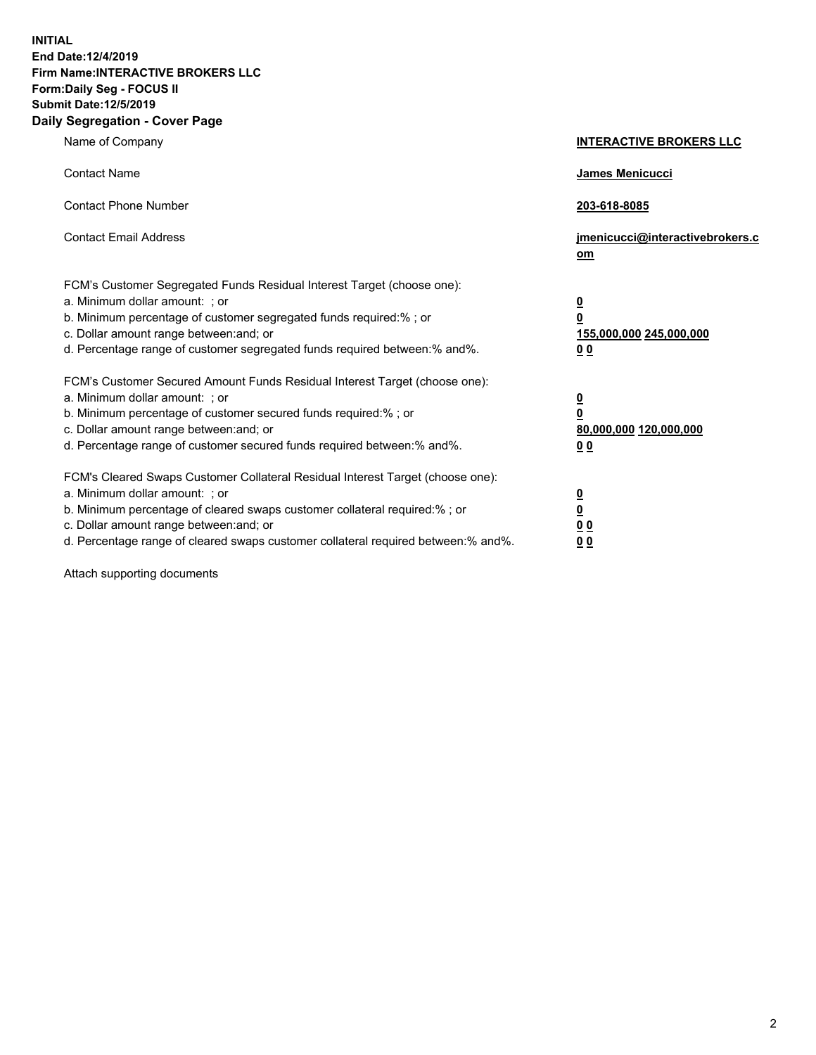**INITIAL**
**End Date:12/4/2019**
**Firm Name:INTERACTIVE BROKERS LLC**
**Form:Daily Seg - FOCUS II**
**Submit Date:12/5/2019**

## Daily Segregation - Cover Page

| | |
|---|---|
| Name of Company | **INTERACTIVE BROKERS LLC** |
| Contact Name | **James Menicucci** |
| Contact Phone Number | **203-618-8085** |
| Contact Email Address | **jmenicucci@interactivebrokers.com** |

FCM's Customer Segregated Funds Residual Interest Target (choose one):

| | |
|---|---|
| a. Minimum dollar amount: ; or | **0** |
| b. Minimum percentage of customer segregated funds required:% ; or | **0** |
| c. Dollar amount range between:and; or | **155,000,000 245,000,000** |
| d. Percentage range of customer segregated funds required between:% and%. | **0 0** |

FCM's Customer Secured Amount Funds Residual Interest Target (choose one):

| | |
|---|---|
| a. Minimum dollar amount: ; or | **0** |
| b. Minimum percentage of customer secured funds required:% ; or | **0** |
| c. Dollar amount range between:and; or | **80,000,000 120,000,000** |
| d. Percentage range of customer secured funds required between:% and%. | **0 0** |

FCM's Cleared Swaps Customer Collateral Residual Interest Target (choose one):

| | |
|---|---|
| a. Minimum dollar amount: ; or | **0** |
| b. Minimum percentage of cleared swaps customer collateral required:% ; or | **0** |
| c. Dollar amount range between:and; or | **0 0** |
| d. Percentage range of cleared swaps customer collateral required between:% and%. | **0 0** |

Attach supporting documents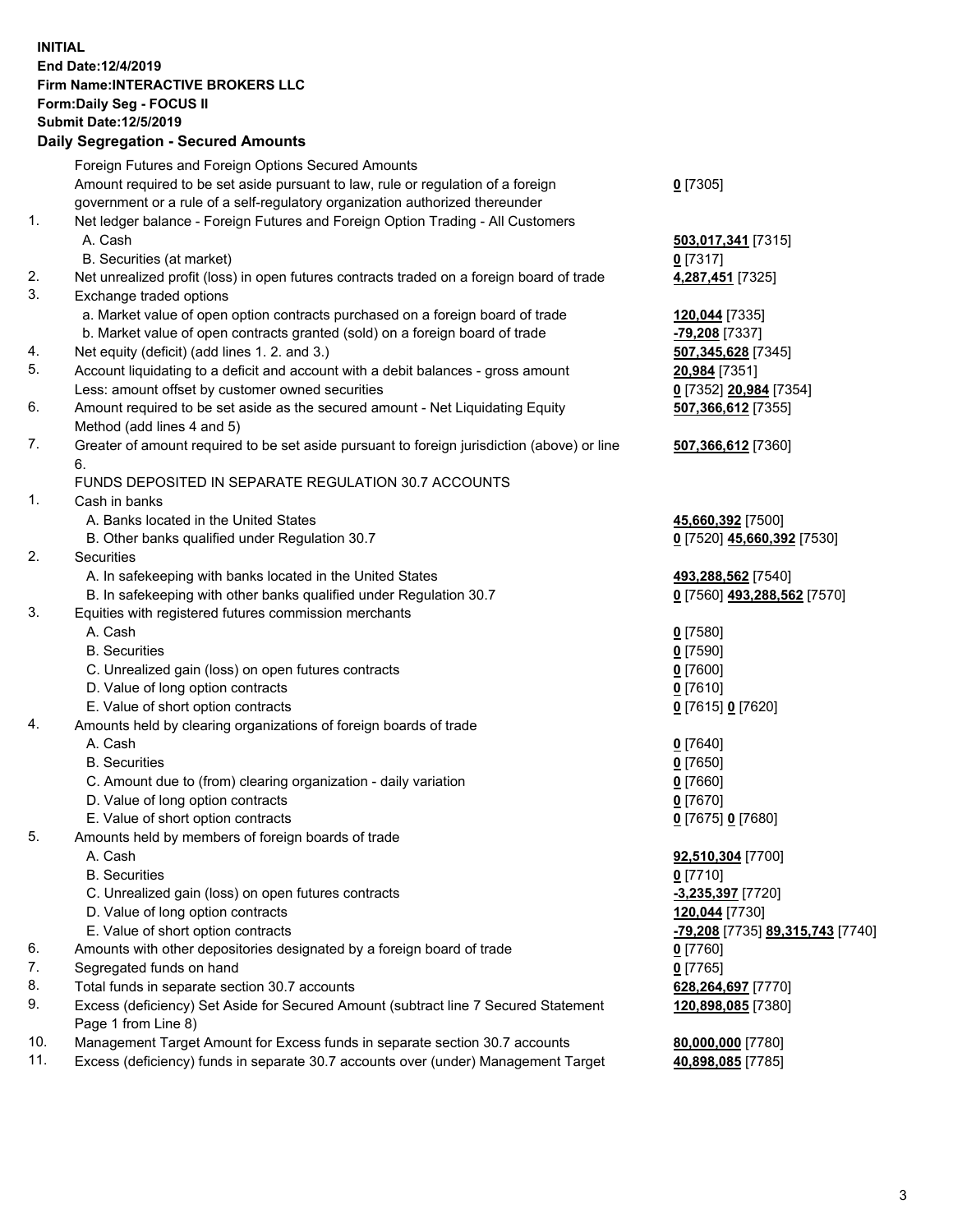**INITIAL**
**End Date:12/4/2019**
**Firm Name:INTERACTIVE BROKERS LLC**
**Form:Daily Seg - FOCUS II**
**Submit Date:12/5/2019**

## Daily Segregation - Secured Amounts

| | | |
|---|---|---|
| | Foreign Futures and Foreign Options Secured Amounts | |
| | Amount required to be set aside pursuant to law, rule or regulation of a foreign government or a rule of a self-regulatory organization authorized thereunder | **0** [7305] |
| 1. | Net ledger balance - Foreign Futures and Foreign Option Trading - All Customers | |
| | A. Cash | **503,017,341** [7315] |
| | B. Securities (at market) | **0** [7317] |
| 2. | Net unrealized profit (loss) in open futures contracts traded on a foreign board of trade | **4,287,451** [7325] |
| 3. | Exchange traded options | |
| | a. Market value of open option contracts purchased on a foreign board of trade | **120,044** [7335] |
| | b. Market value of open contracts granted (sold) on a foreign board of trade | **-79,208** [7337] |
| 4. | Net equity (deficit) (add lines 1. 2. and 3.) | **507,345,628** [7345] |
| 5. | Account liquidating to a deficit and account with a debit balances - gross amount | **20,984** [7351] |
| | Less: amount offset by customer owned securities | **0** [7352] **20,984** [7354] |
| 6. | Amount required to be set aside as the secured amount - Net Liquidating Equity Method (add lines 4 and 5) | **507,366,612** [7355] |
| 7. | Greater of amount required to be set aside pursuant to foreign jurisdiction (above) or line 6. | **507,366,612** [7360] |
| | FUNDS DEPOSITED IN SEPARATE REGULATION 30.7 ACCOUNTS | |
| 1. | Cash in banks | |
| | A. Banks located in the United States | **45,660,392** [7500] |
| | B. Other banks qualified under Regulation 30.7 | **0** [7520] **45,660,392** [7530] |
| 2. | Securities | |
| | A. In safekeeping with banks located in the United States | **493,288,562** [7540] |
| | B. In safekeeping with other banks qualified under Regulation 30.7 | **0** [7560] **493,288,562** [7570] |
| 3. | Equities with registered futures commission merchants | |
| | A. Cash | **0** [7580] |
| | B. Securities | **0** [7590] |
| | C. Unrealized gain (loss) on open futures contracts | **0** [7600] |
| | D. Value of long option contracts | **0** [7610] |
| | E. Value of short option contracts | **0** [7615] **0** [7620] |
| 4. | Amounts held by clearing organizations of foreign boards of trade | |
| | A. Cash | **0** [7640] |
| | B. Securities | **0** [7650] |
| | C. Amount due to (from) clearing organization - daily variation | **0** [7660] |
| | D. Value of long option contracts | **0** [7670] |
| | E. Value of short option contracts | **0** [7675] **0** [7680] |
| 5. | Amounts held by members of foreign boards of trade | |
| | A. Cash | **92,510,304** [7700] |
| | B. Securities | **0** [7710] |
| | C. Unrealized gain (loss) on open futures contracts | **-3,235,397** [7720] |
| | D. Value of long option contracts | **120,044** [7730] |
| | E. Value of short option contracts | **-79,208** [7735] **89,315,743** [7740] |
| 6. | Amounts with other depositories designated by a foreign board of trade | **0** [7760] |
| 7. | Segregated funds on hand | **0** [7765] |
| 8. | Total funds in separate section 30.7 accounts | **628,264,697** [7770] |
| 9. | Excess (deficiency) Set Aside for Secured Amount (subtract line 7 Secured Statement Page 1 from Line 8) | **120,898,085** [7380] |
| 10. | Management Target Amount for Excess funds in separate section 30.7 accounts | **80,000,000** [7780] |
| 11. | Excess (deficiency) funds in separate 30.7 accounts over (under) Management Target | **40,898,085** [7785] |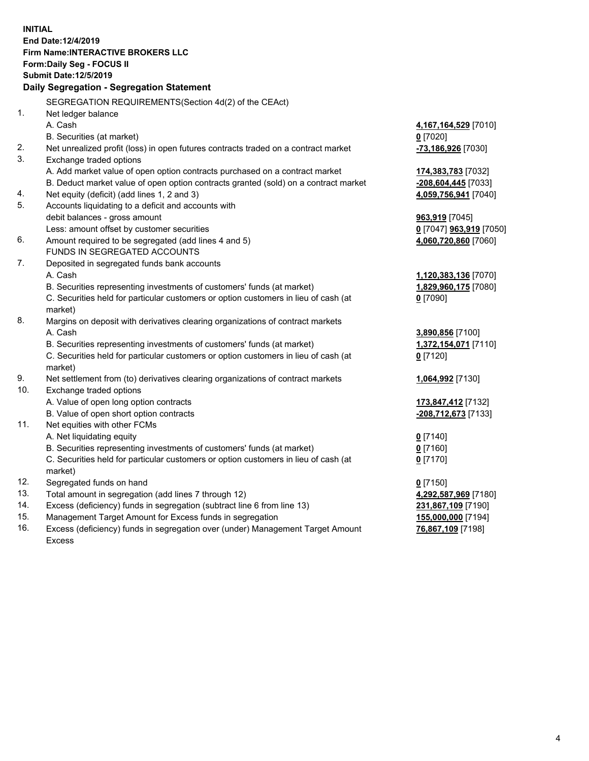**INITIAL**
**End Date:12/4/2019**
**Firm Name:INTERACTIVE BROKERS LLC**
**Form:Daily Seg - FOCUS II**
**Submit Date:12/5/2019**

**Daily Segregation - Segregation Statement**

SEGREGATION REQUIREMENTS(Section 4d(2) of the CEAct)

| | | |
|---|---|---|
| 1. | Net ledger balance | |
| | A. Cash | **4,167,164,529** [7010] |
| | B. Securities (at market) | **0** [7020] |
| 2. | Net unrealized profit (loss) in open futures contracts traded on a contract market | **-73,186,926** [7030] |
| 3. | Exchange traded options | |
| | A. Add market value of open option contracts purchased on a contract market | **174,383,783** [7032] |
| | B. Deduct market value of open option contracts granted (sold) on a contract market | **-208,604,445** [7033] |
| 4. | Net equity (deficit) (add lines 1, 2 and 3) | **4,059,756,941** [7040] |
| 5. | Accounts liquidating to a deficit and accounts with debit balances - gross amount | **963,919** [7045] |
| | Less: amount offset by customer securities | **0** [7047] **963,919** [7050] |
| 6. | Amount required to be segregated (add lines 4 and 5) | **4,060,720,860** [7060] |
| | FUNDS IN SEGREGATED ACCOUNTS | |
| 7. | Deposited in segregated funds bank accounts | |
| | A. Cash | **1,120,383,136** [7070] |
| | B. Securities representing investments of customers' funds (at market) | **1,829,960,175** [7080] |
| | C. Securities held for particular customers or option customers in lieu of cash (at market) | **0** [7090] |
| 8. | Margins on deposit with derivatives clearing organizations of contract markets | |
| | A. Cash | **3,890,856** [7100] |
| | B. Securities representing investments of customers' funds (at market) | **1,372,154,071** [7110] |
| | C. Securities held for particular customers or option customers in lieu of cash (at market) | **0** [7120] |
| 9. | Net settlement from (to) derivatives clearing organizations of contract markets | **1,064,992** [7130] |
| 10. | Exchange traded options | |
| | A. Value of open long option contracts | **173,847,412** [7132] |
| | B. Value of open short option contracts | **-208,712,673** [7133] |
| 11. | Net equities with other FCMs | |
| | A. Net liquidating equity | **0** [7140] |
| | B. Securities representing investments of customers' funds (at market) | **0** [7160] |
| | C. Securities held for particular customers or option customers in lieu of cash (at market) | **0** [7170] |
| 12. | Segregated funds on hand | **0** [7150] |
| 13. | Total amount in segregation (add lines 7 through 12) | **4,292,587,969** [7180] |
| 14. | Excess (deficiency) funds in segregation (subtract line 6 from line 13) | **231,867,109** [7190] |
| 15. | Management Target Amount for Excess funds in segregation | **155,000,000** [7194] |
| 16. | Excess (deficiency) funds in segregation over (under) Management Target Amount Excess | **76,867,109** [7198] |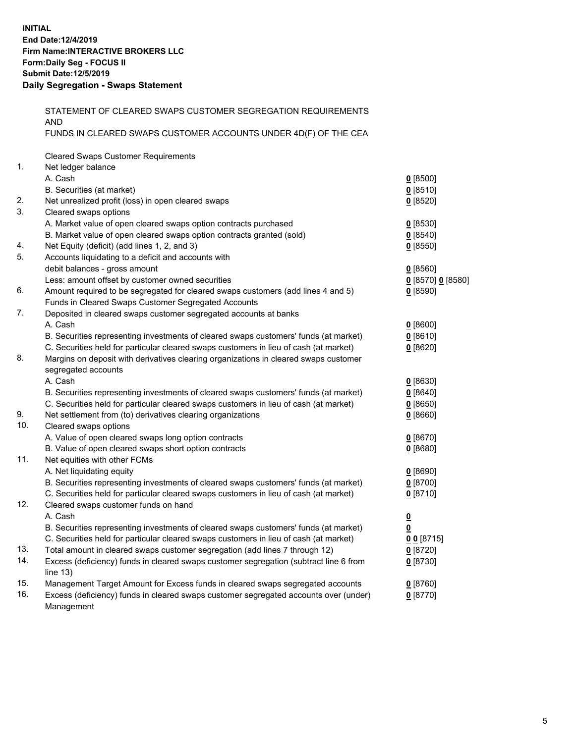**INITIAL**
**End Date:12/4/2019**
**Firm Name:INTERACTIVE BROKERS LLC**
**Form:Daily Seg - FOCUS II**
**Submit Date:12/5/2019**
**Daily Segregation - Swaps Statement**

STATEMENT OF CLEARED SWAPS CUSTOMER SEGREGATION REQUIREMENTS AND FUNDS IN CLEARED SWAPS CUSTOMER ACCOUNTS UNDER 4D(F) OF THE CEA

| | | |
|---|---|---|
| | Cleared Swaps Customer Requirements | |
| 1. | Net ledger balance | |
| | A. Cash | 0 [8500] |
| | B. Securities (at market) | 0 [8510] |
| 2. | Net unrealized profit (loss) in open cleared swaps | 0 [8520] |
| 3. | Cleared swaps options | |
| | A. Market value of open cleared swaps option contracts purchased | 0 [8530] |
| | B. Market value of open cleared swaps option contracts granted (sold) | 0 [8540] |
| 4. | Net Equity (deficit) (add lines 1, 2, and 3) | 0 [8550] |
| 5. | Accounts liquidating to a deficit and accounts with debit balances - gross amount | 0 [8560] |
| | Less: amount offset by customer owned securities | 0 [8570] 0 [8580] |
| 6. | Amount required to be segregated for cleared swaps customers (add lines 4 and 5) | 0 [8590] |
| | Funds in Cleared Swaps Customer Segregated Accounts | |
| 7. | Deposited in cleared swaps customer segregated accounts at banks | |
| | A. Cash | 0 [8600] |
| | B. Securities representing investments of cleared swaps customers' funds (at market) | 0 [8610] |
| | C. Securities held for particular cleared swaps customers in lieu of cash (at market) | 0 [8620] |
| 8. | Margins on deposit with derivatives clearing organizations in cleared swaps customer segregated accounts | |
| | A. Cash | 0 [8630] |
| | B. Securities representing investments of cleared swaps customers' funds (at market) | 0 [8640] |
| | C. Securities held for particular cleared swaps customers in lieu of cash (at market) | 0 [8650] |
| 9. | Net settlement from (to) derivatives clearing organizations | 0 [8660] |
| 10. | Cleared swaps options | |
| | A. Value of open cleared swaps long option contracts | 0 [8670] |
| | B. Value of open cleared swaps short option contracts | 0 [8680] |
| 11. | Net equities with other FCMs | |
| | A. Net liquidating equity | 0 [8690] |
| | B. Securities representing investments of cleared swaps customers' funds (at market) | 0 [8700] |
| | C. Securities held for particular cleared swaps customers in lieu of cash (at market) | 0 [8710] |
| 12. | Cleared swaps customer funds on hand | |
| | A. Cash | 0 |
| | B. Securities representing investments of cleared swaps customers' funds (at market) | 0 |
| | C. Securities held for particular cleared swaps customers in lieu of cash (at market) | 0 0 [8715] |
| 13. | Total amount in cleared swaps customer segregation (add lines 7 through 12) | 0 [8720] |
| 14. | Excess (deficiency) funds in cleared swaps customer segregation (subtract line 6 from line 13) | 0 [8730] |
| 15. | Management Target Amount for Excess funds in cleared swaps segregated accounts | 0 [8760] |
| 16. | Excess (deficiency) funds in cleared swaps customer segregated accounts over (under) Management | 0 [8770] |